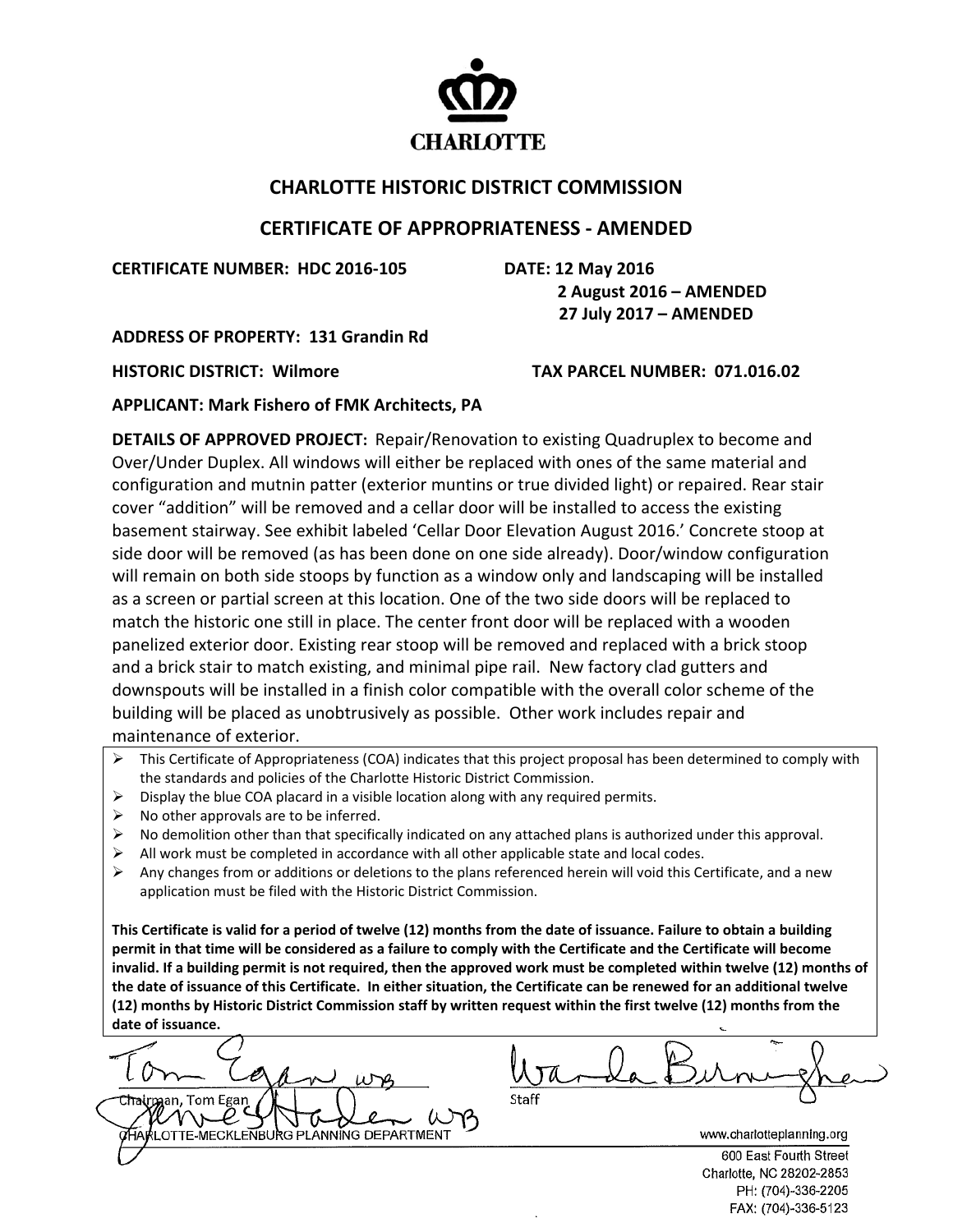CHARLOTTE

## CHARLOTTE HISTORIC DISTRICT COMMISSION

## CERTIFICATE OF APPROPRIATENESS - AMENDED

**CERTIFICATE NUMBER: HDC 2016-105**

**DATE: 12 May 2016**
**2 August 2016 – AMENDED**
**27 July 2017 – AMENDED**

**ADDRESS OF PROPERTY: 131 Grandin Rd**

**HISTORIC DISTRICT: Wilmore**

**TAX PARCEL NUMBER: 071.016.02**

**APPLICANT: Mark Fishero of FMK Architects, PA**

**DETAILS OF APPROVED PROJECT:** Repair/Renovation to existing Quadruplex to become and Over/Under Duplex. All windows will either be replaced with ones of the same material and configuration and mutnin patter (exterior muntins or true divided light) or repaired. Rear stair cover "addition" will be removed and a cellar door will be installed to access the existing basement stairway. See exhibit labeled 'Cellar Door Elevation August 2016.' Concrete stoop at side door will be removed (as has been done on one side already). Door/window configuration will remain on both side stoops by function as a window only and landscaping will be installed as a screen or partial screen at this location. One of the two side doors will be replaced to match the historic one still in place. The center front door will be replaced with a wooden panelized exterior door. Existing rear stoop will be removed and replaced with a brick stoop and a brick stair to match existing, and minimal pipe rail. New factory clad gutters and downspouts will be installed in a finish color compatible with the overall color scheme of the building will be placed as unobtrusively as possible. Other work includes repair and maintenance of exterior.

- This Certificate of Appropriateness (COA) indicates that this project proposal has been determined to comply with the standards and policies of the Charlotte Historic District Commission.
- Display the blue COA placard in a visible location along with any required permits.
- No other approvals are to be inferred.
- No demolition other than that specifically indicated on any attached plans is authorized under this approval.
- All work must be completed in accordance with all other applicable state and local codes.
- Any changes from or additions or deletions to the plans referenced herein will void this Certificate, and a new application must be filed with the Historic District Commission.

**This Certificate is valid for a period of twelve (12) months from the date of issuance. Failure to obtain a building permit in that time will be considered as a failure to comply with the Certificate and the Certificate will become invalid. If a building permit is not required, then the approved work must be completed within twelve (12) months of the date of issuance of this Certificate. In either situation, the Certificate can be renewed for an additional twelve (12) months by Historic District Commission staff by written request within the first twelve (12) months from the date of issuance.**

Tom Egan WB
Chairman, Tom Egan

Wanda Birmingham
Staff

James Hader WB
CHARLOTTE-MECKLENBURG PLANNING DEPARTMENT

www.charlotteplanning.org
600 East Fourth Street
Charlotte, NC 28202-2853
PH: (704)-336-2205
FAX: (704)-336-5123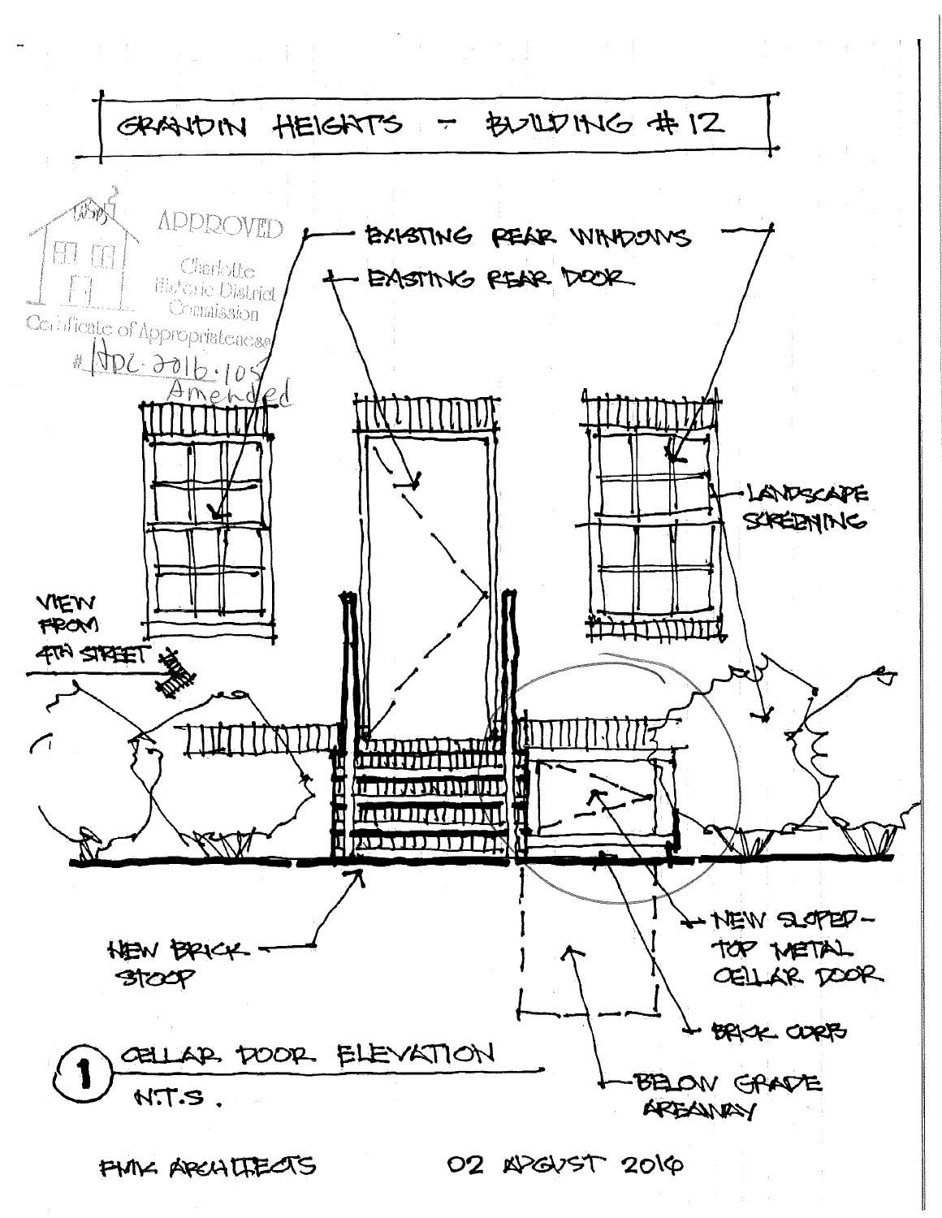# GRANDIN HEIGHTS - BUILDING #12

APPROVED
Charlotte Historic District Commission
Certificate of Appropriateness
# HDC-2016-105
Amended

EXISTING REAR WINDOWS

EXISTING REAR DOOR

LANDSCAPE SCREENING

VIEW FROM 4TH STREET

NEW BRICK STOOP

NEW SLOPED-TOP METAL CELLAR DOOR

BRICK CURB

BELOW GRADE AREAWAY

(1) CELLAR DOOR ELEVATION
N.T.S.

FMK ARCHITECTS

02 AUGUST 2016